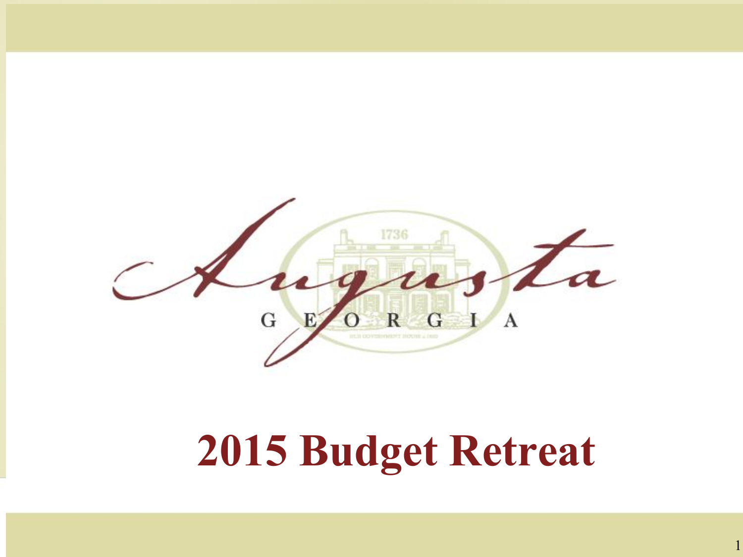Augusta

GEORGIA

# 2015 Budget Retreat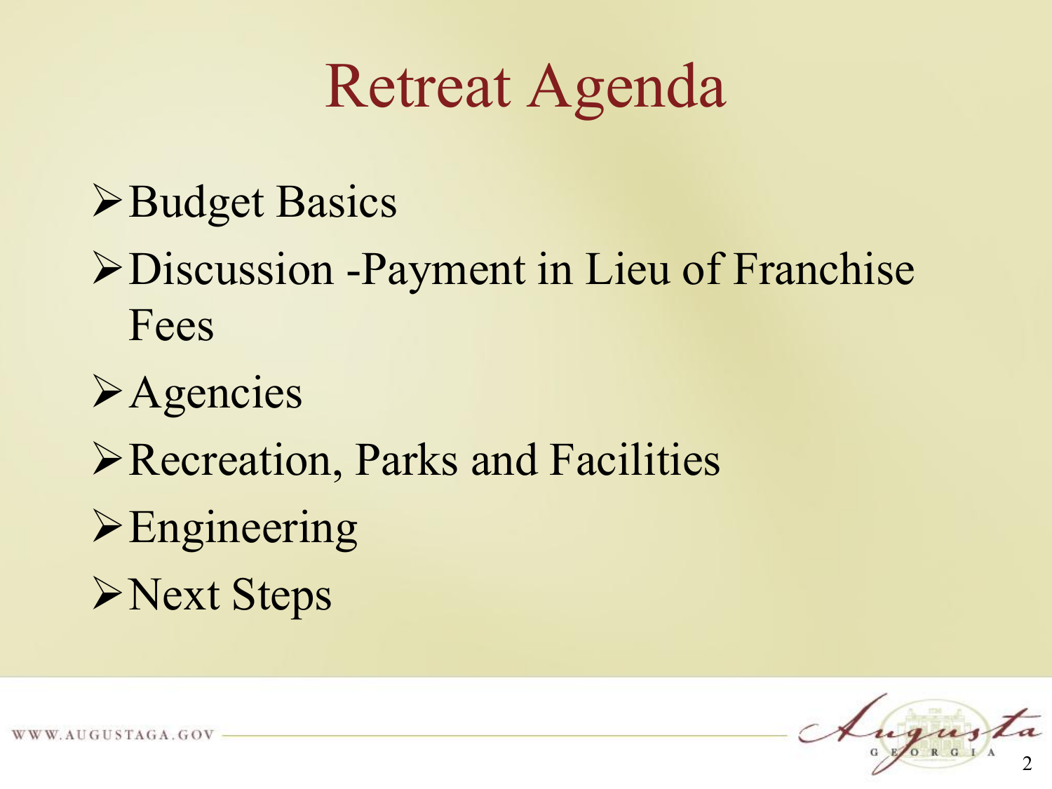# Retreat Agenda

- Budget Basics
- Discussion -Payment in Lieu of Franchise Fees
- Agencies
- Recreation, Parks and Facilities
- Engineering
- Next Steps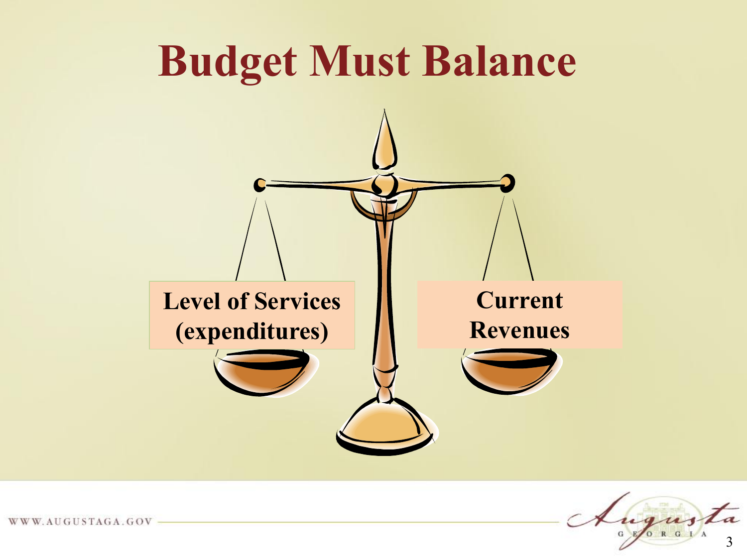# Budget Must Balance

**Level of Services (expenditures)**

**Current Revenues**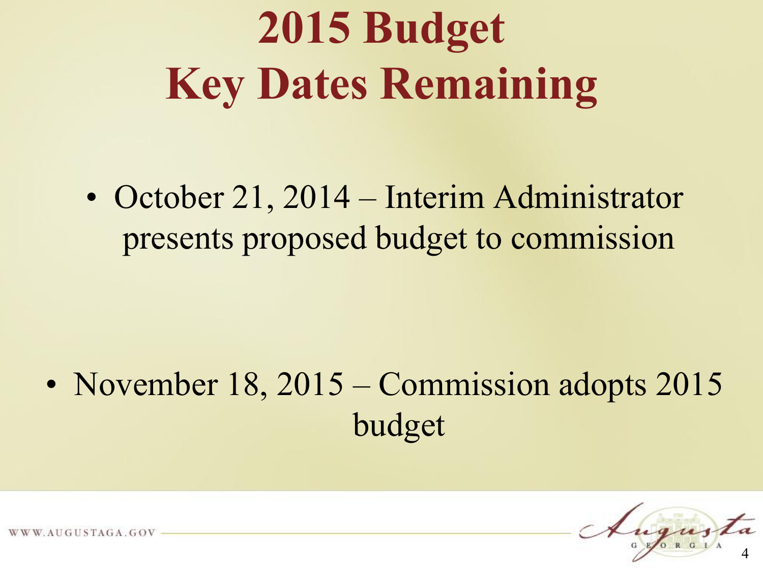# 2015 Budget Key Dates Remaining

- October 21, 2014 – Interim Administrator presents proposed budget to commission

- November 18, 2015 – Commission adopts 2015 budget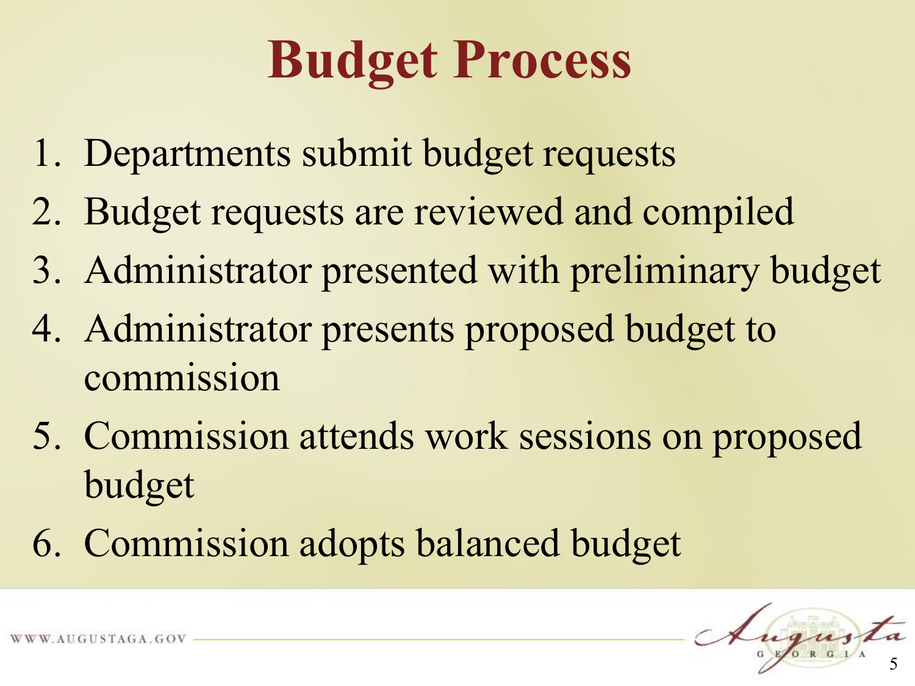# Budget Process

1. Departments submit budget requests
2. Budget requests are reviewed and compiled
3. Administrator presented with preliminary budget
4. Administrator presents proposed budget to commission
5. Commission attends work sessions on proposed budget
6. Commission adopts balanced budget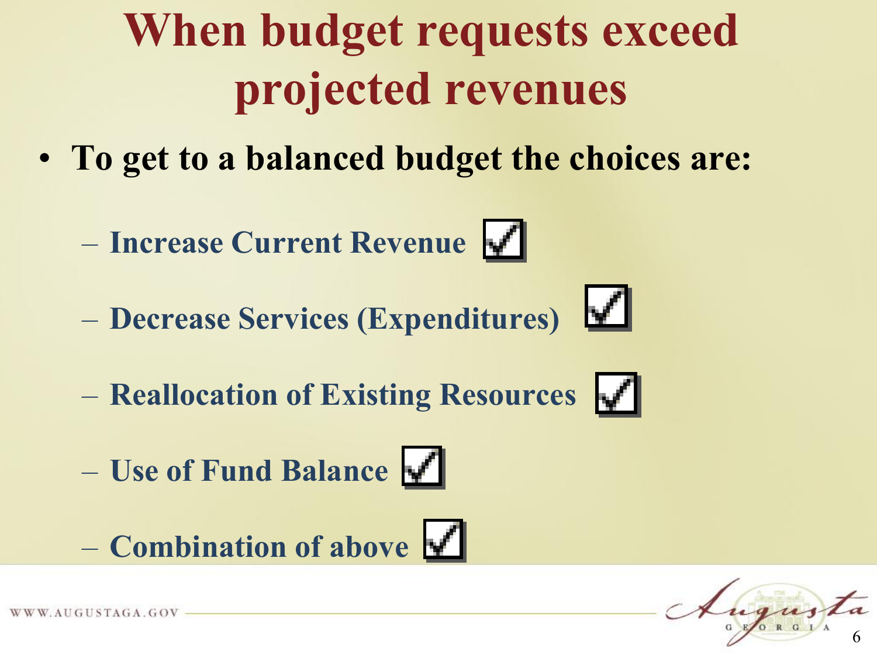# When budget requests exceed projected revenues

- **To get to a balanced budget the choices are:**
  - Increase Current Revenue ☑
  - Decrease Services (Expenditures) ☑
  - Reallocation of Existing Resources ☑
  - Use of Fund Balance ☑
  - Combination of above ☑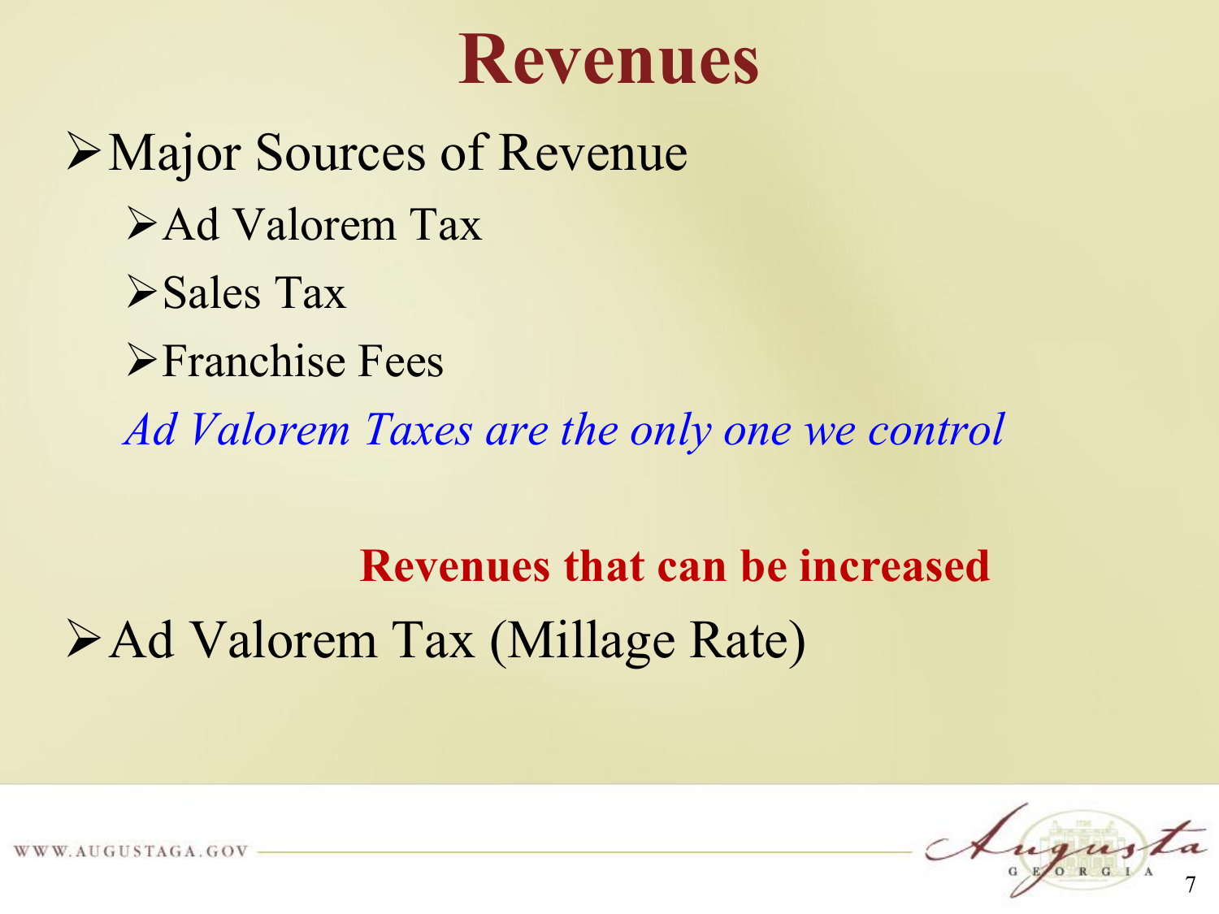# Revenues

- Major Sources of Revenue
  - Ad Valorem Tax
  - Sales Tax
  - Franchise Fees

  *Ad Valorem Taxes are the only one we control*

**Revenues that can be increased**

- Ad Valorem Tax (Millage Rate)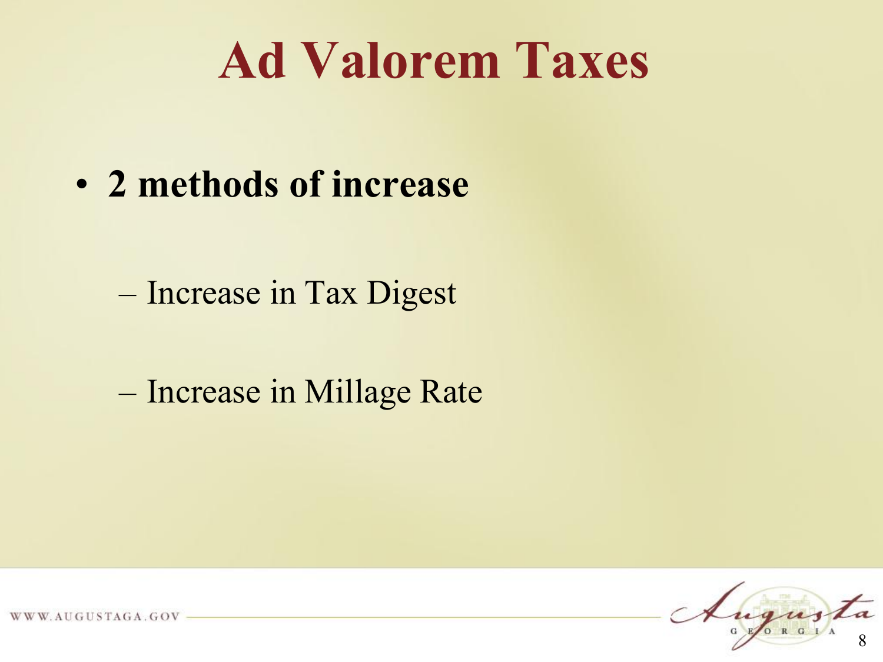# Ad Valorem Taxes

- **2 methods of increase**
  - Increase in Tax Digest
  - Increase in Millage Rate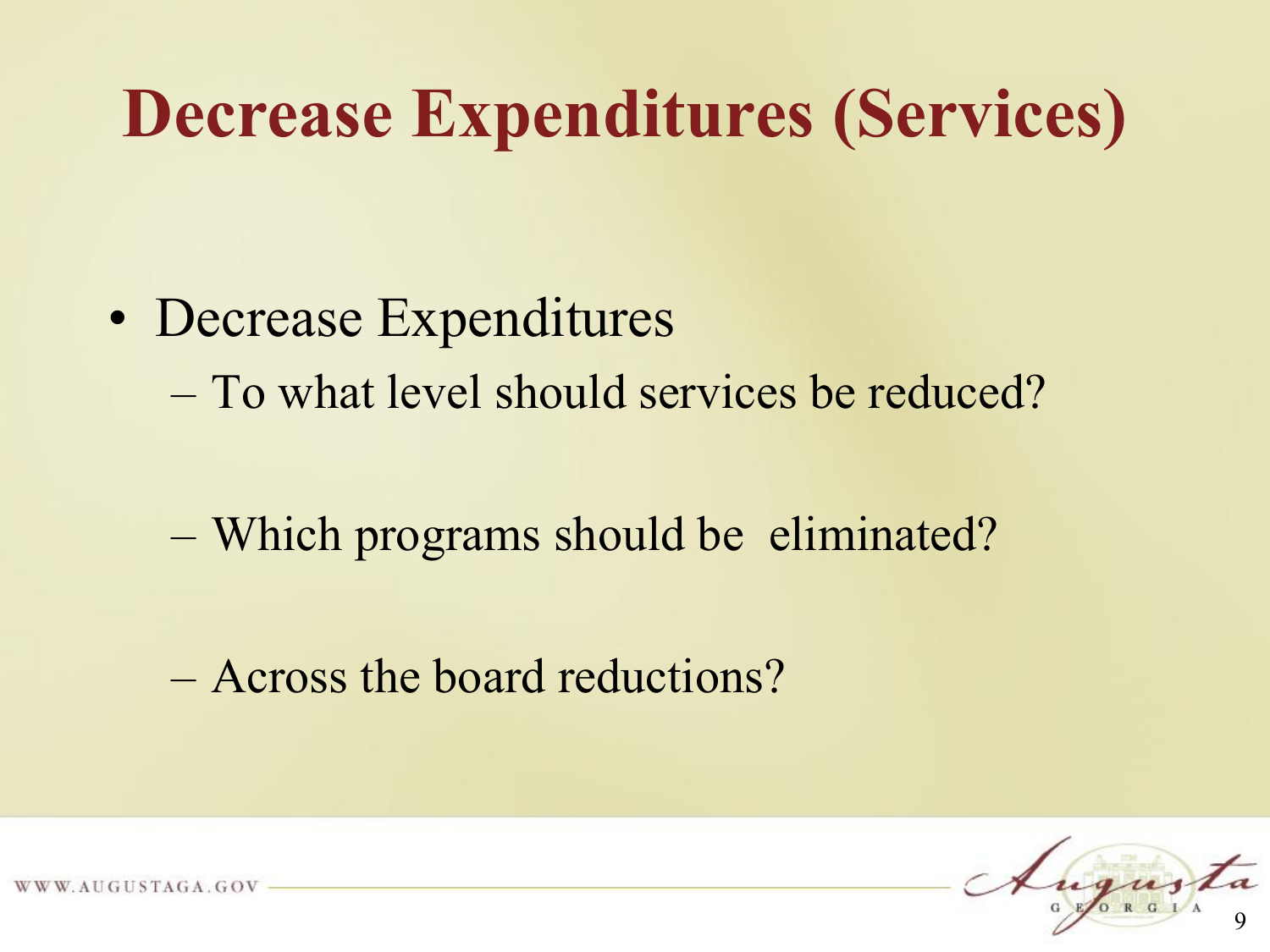# Decrease Expenditures (Services)

- Decrease Expenditures
  - To what level should services be reduced?
  - Which programs should be eliminated?
  - Across the board reductions?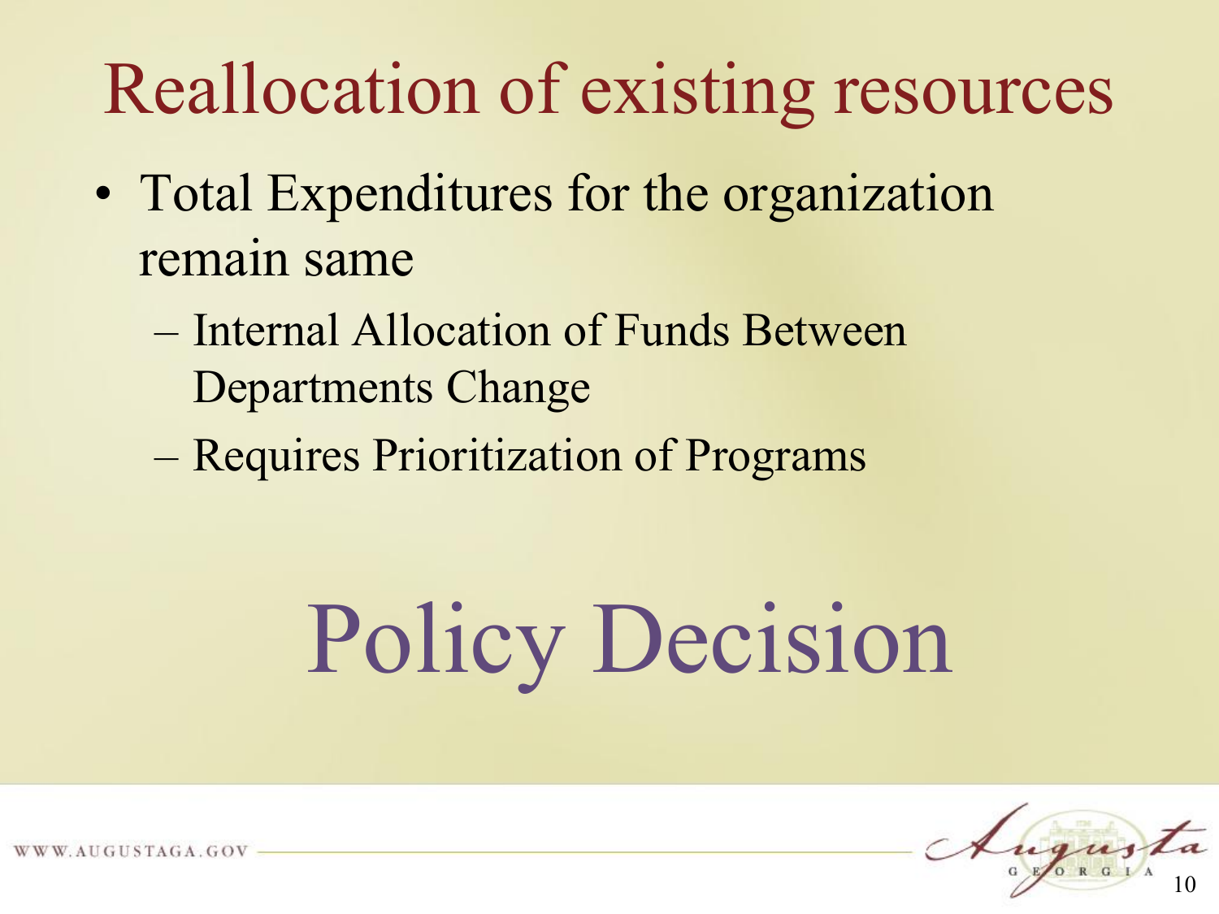# Reallocation of existing resources

- Total Expenditures for the organization remain same
  - Internal Allocation of Funds Between Departments Change
  - Requires Prioritization of Programs

## Policy Decision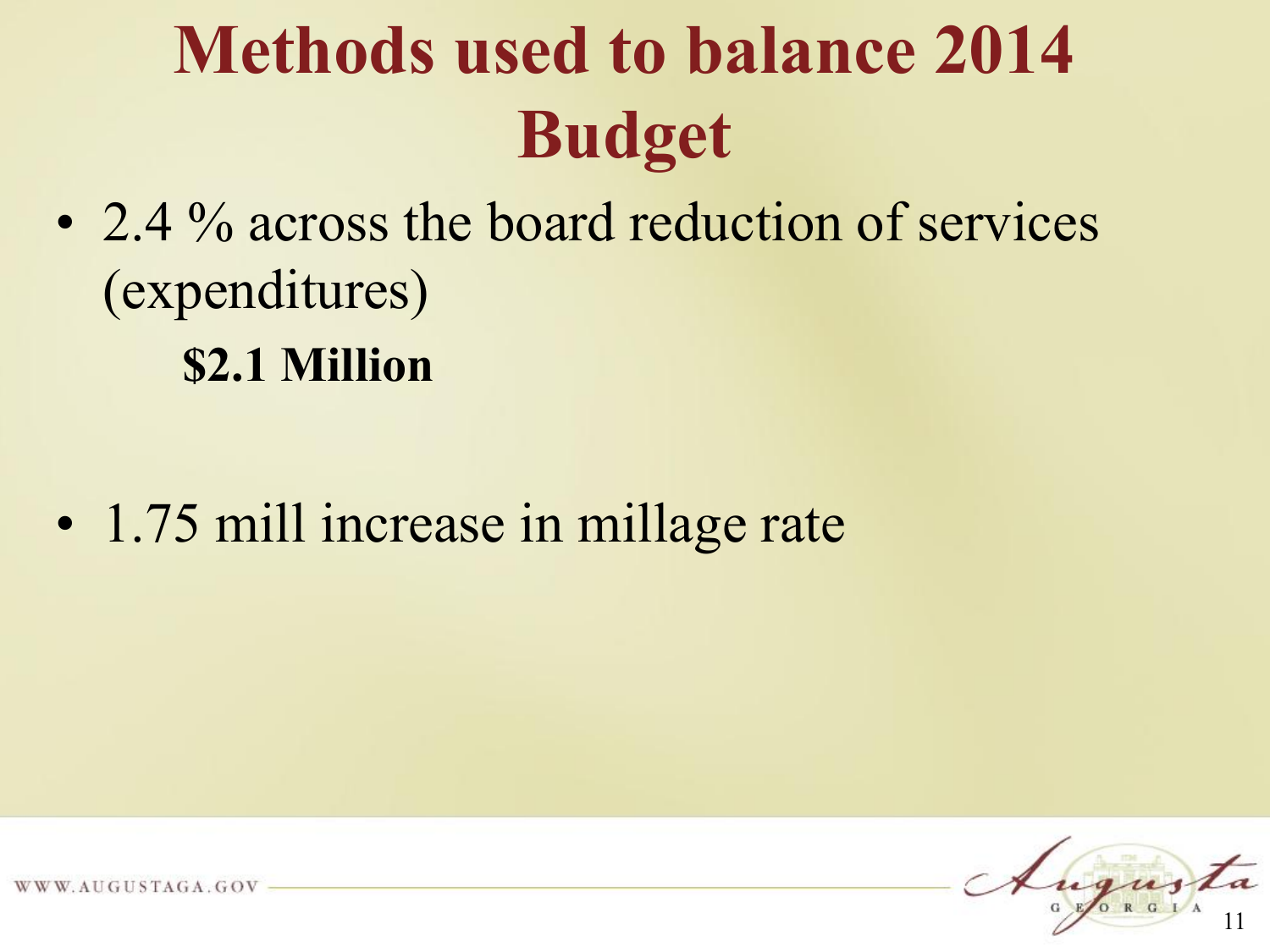# Methods used to balance 2014 Budget

- 2.4 % across the board reduction of services (expenditures)

  **$2.1 Million**

- 1.75 mill increase in millage rate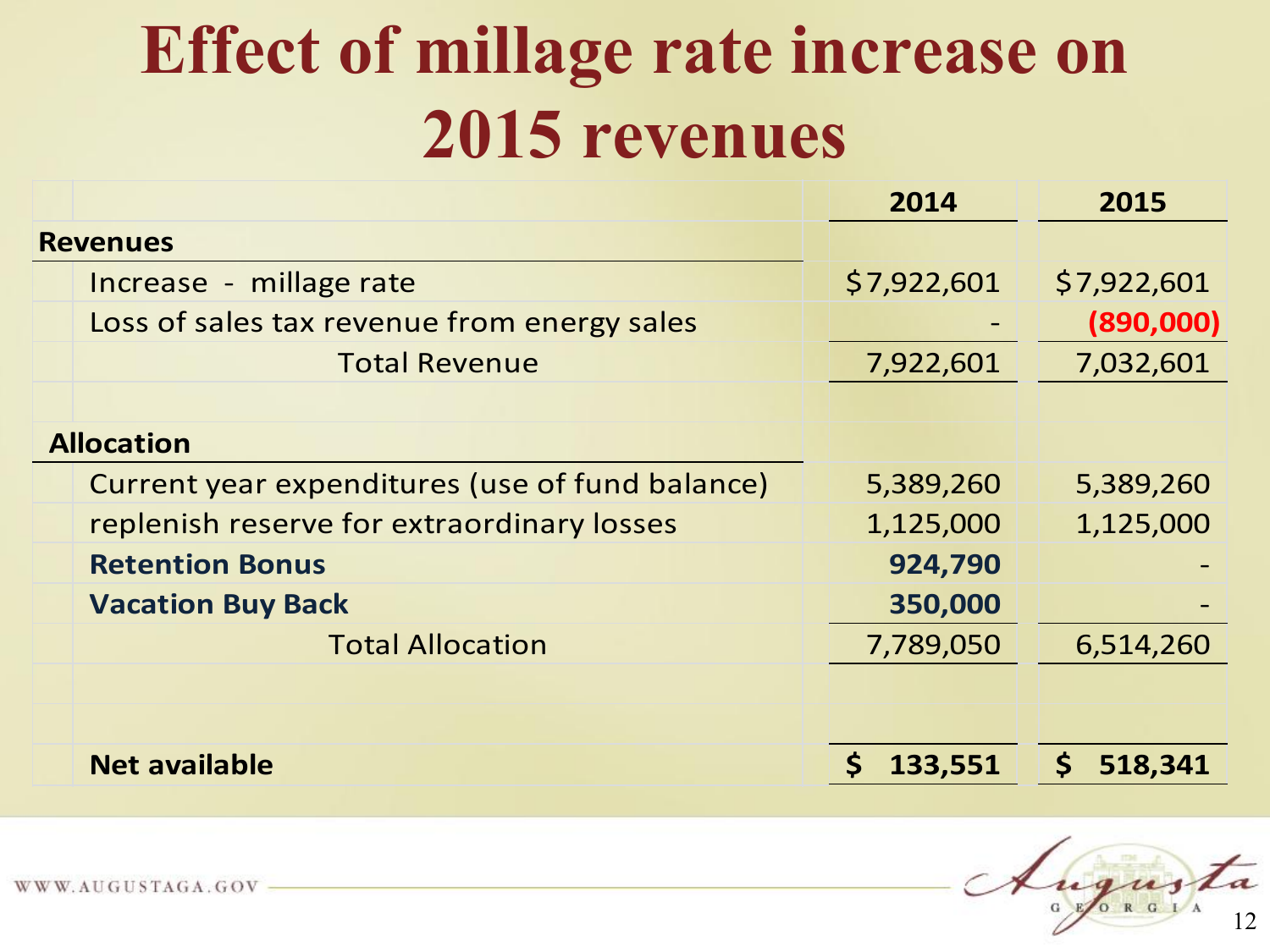# Effect of millage rate increase on 2015 revenues

| | 2014 | 2015 |
|---|---|---|
| **Revenues** | | |
| Increase - millage rate | $7,922,601 | $7,922,601 |
| Loss of sales tax revenue from energy sales | - | **(890,000)** |
| Total Revenue | 7,922,601 | 7,032,601 |
| | | |
| **Allocation** | | |
| Current year expenditures (use of fund balance) | 5,389,260 | 5,389,260 |
| replenish reserve for extraordinary losses | 1,125,000 | 1,125,000 |
| **Retention Bonus** | **924,790** | - |
| **Vacation Buy Back** | **350,000** | - |
| Total Allocation | 7,789,050 | 6,514,260 |
| | | |
| **Net available** | **$ 133,551** | **$ 518,341** |

WWW.AUGUSTAGA.GOV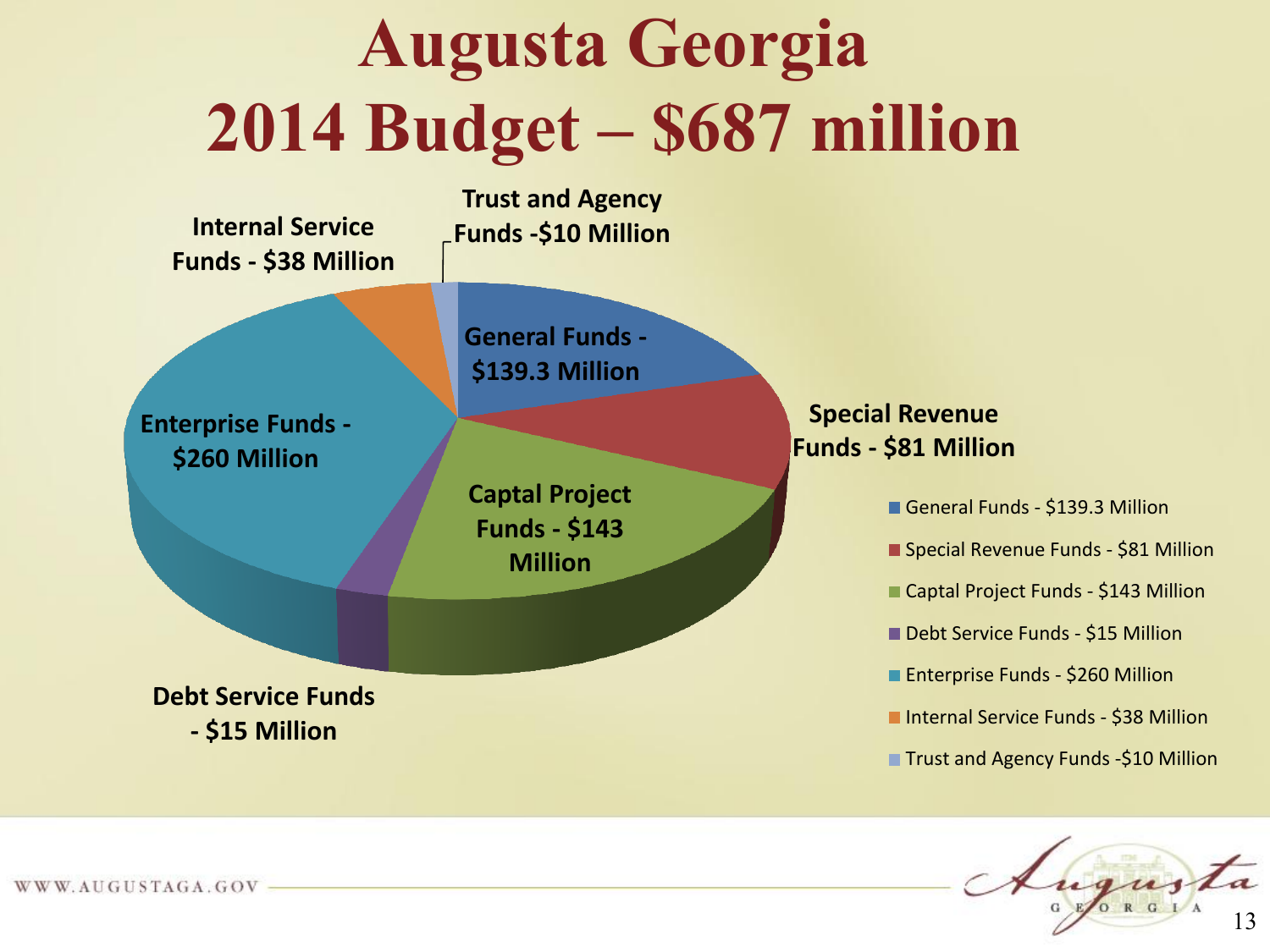# Augusta Georgia 2014 Budget – $687 million

- General Funds - $139.3 Million
- Special Revenue Funds - $81 Million
- Captal Project Funds - $143 Million
- Debt Service Funds - $15 Million
- Enterprise Funds - $260 Million
- Internal Service Funds - $38 Million
- Trust and Agency Funds -$10 Million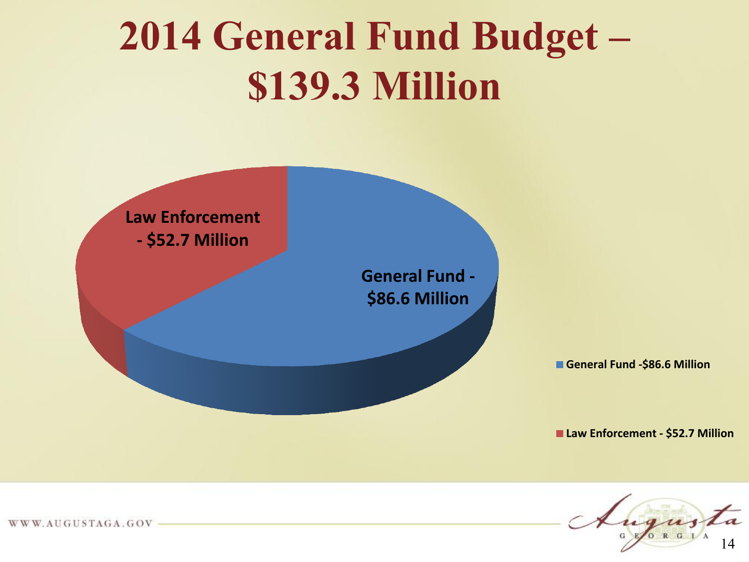# 2014 General Fund Budget – $139.3 Million

Law Enforcement - $52.7 Million

General Fund - $86.6 Million

- General Fund -$86.6 Million
- Law Enforcement - $52.7 Million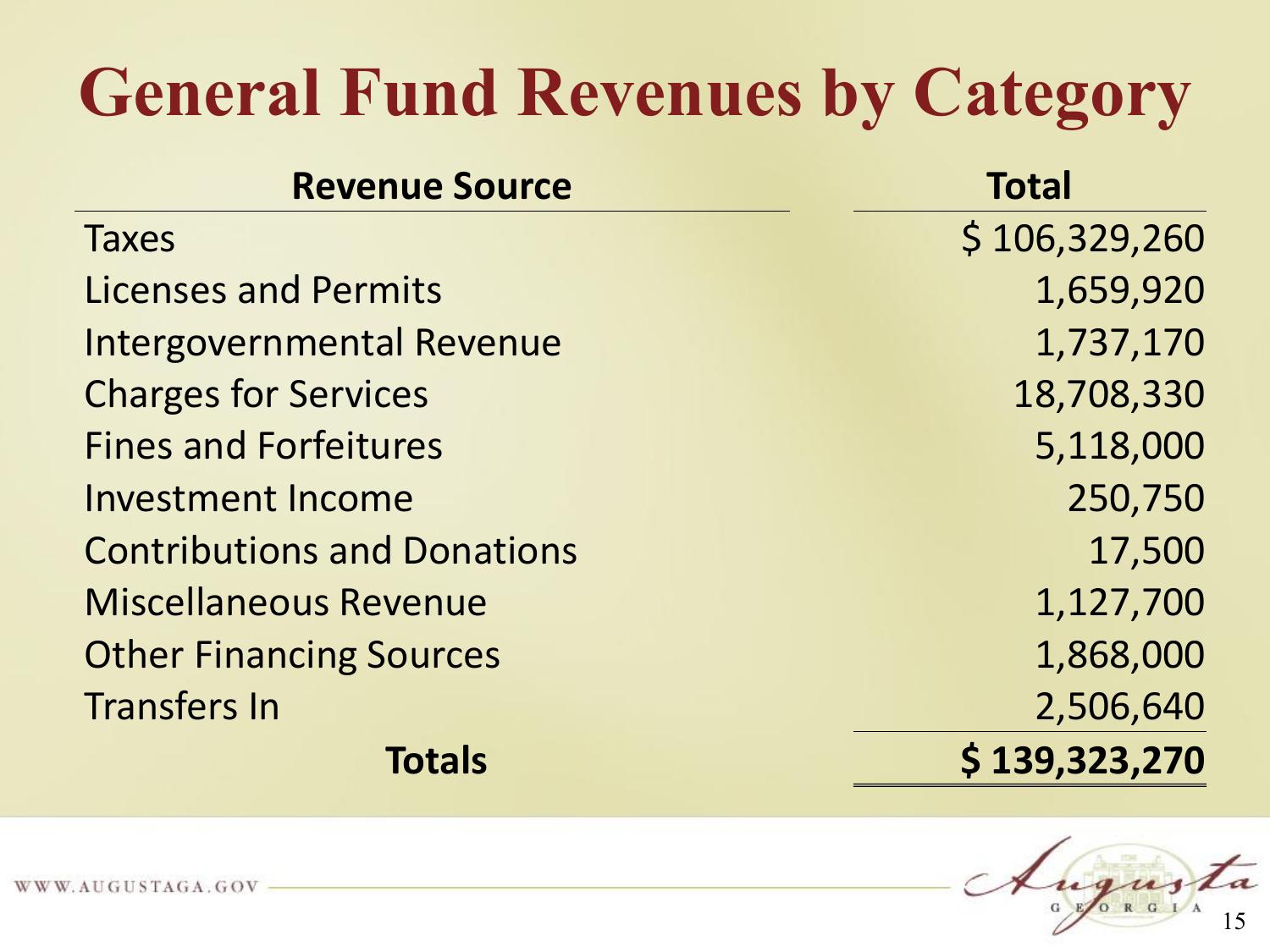# General Fund Revenues by Category

| Revenue Source | Total |
|---|---|
| Taxes | $ 106,329,260 |
| Licenses and Permits | 1,659,920 |
| Intergovernmental Revenue | 1,737,170 |
| Charges for Services | 18,708,330 |
| Fines and Forfeitures | 5,118,000 |
| Investment Income | 250,750 |
| Contributions and Donations | 17,500 |
| Miscellaneous Revenue | 1,127,700 |
| Other Financing Sources | 1,868,000 |
| Transfers In | 2,506,640 |
| **Totals** | **$ 139,323,270** |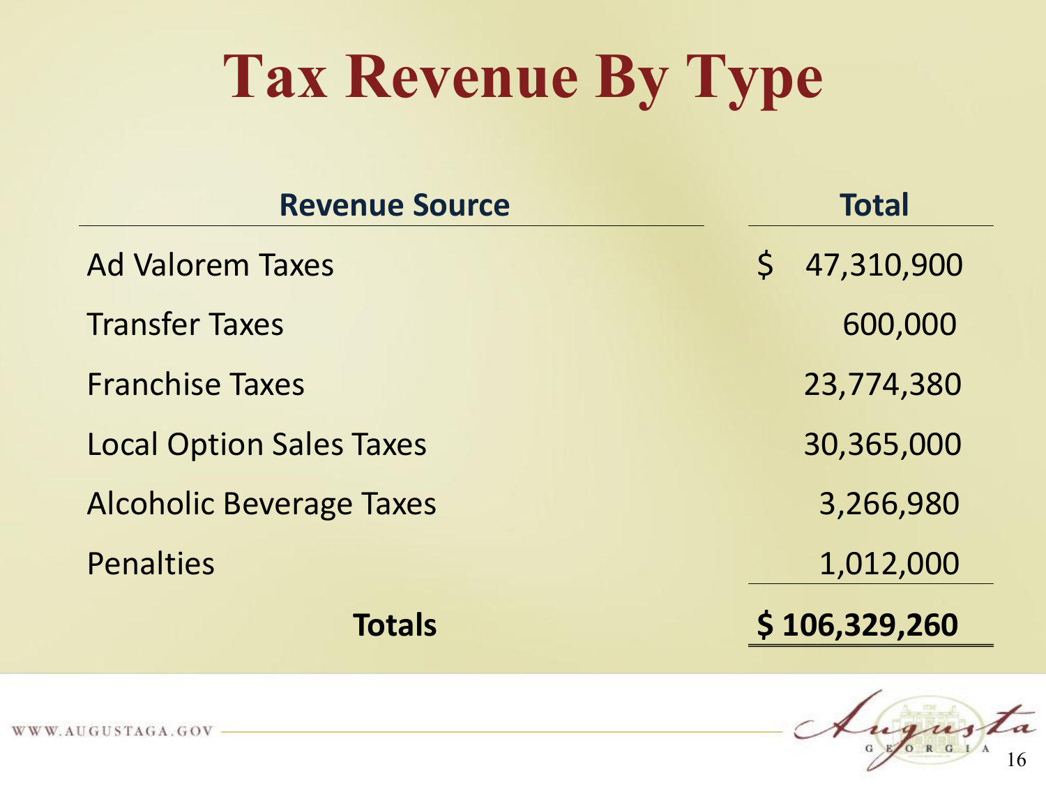# Tax Revenue By Type

| Revenue Source | Total |
|---|---|
| Ad Valorem Taxes | $ 47,310,900 |
| Transfer Taxes | 600,000 |
| Franchise Taxes | 23,774,380 |
| Local Option Sales Taxes | 30,365,000 |
| Alcoholic Beverage Taxes | 3,266,980 |
| Penalties | 1,012,000 |
| **Totals** | **$ 106,329,260** |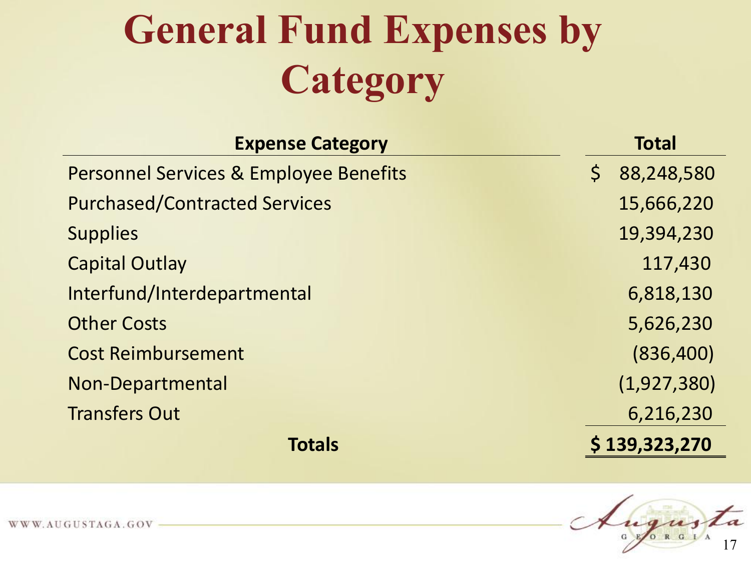# General Fund Expenses by Category

| Expense Category | Total |
|---|---|
| Personnel Services & Employee Benefits | $ 88,248,580 |
| Purchased/Contracted Services | 15,666,220 |
| Supplies | 19,394,230 |
| Capital Outlay | 117,430 |
| Interfund/Interdepartmental | 6,818,130 |
| Other Costs | 5,626,230 |
| Cost Reimbursement | (836,400) |
| Non-Departmental | (1,927,380) |
| Transfers Out | 6,216,230 |
| **Totals** | **$ 139,323,270** |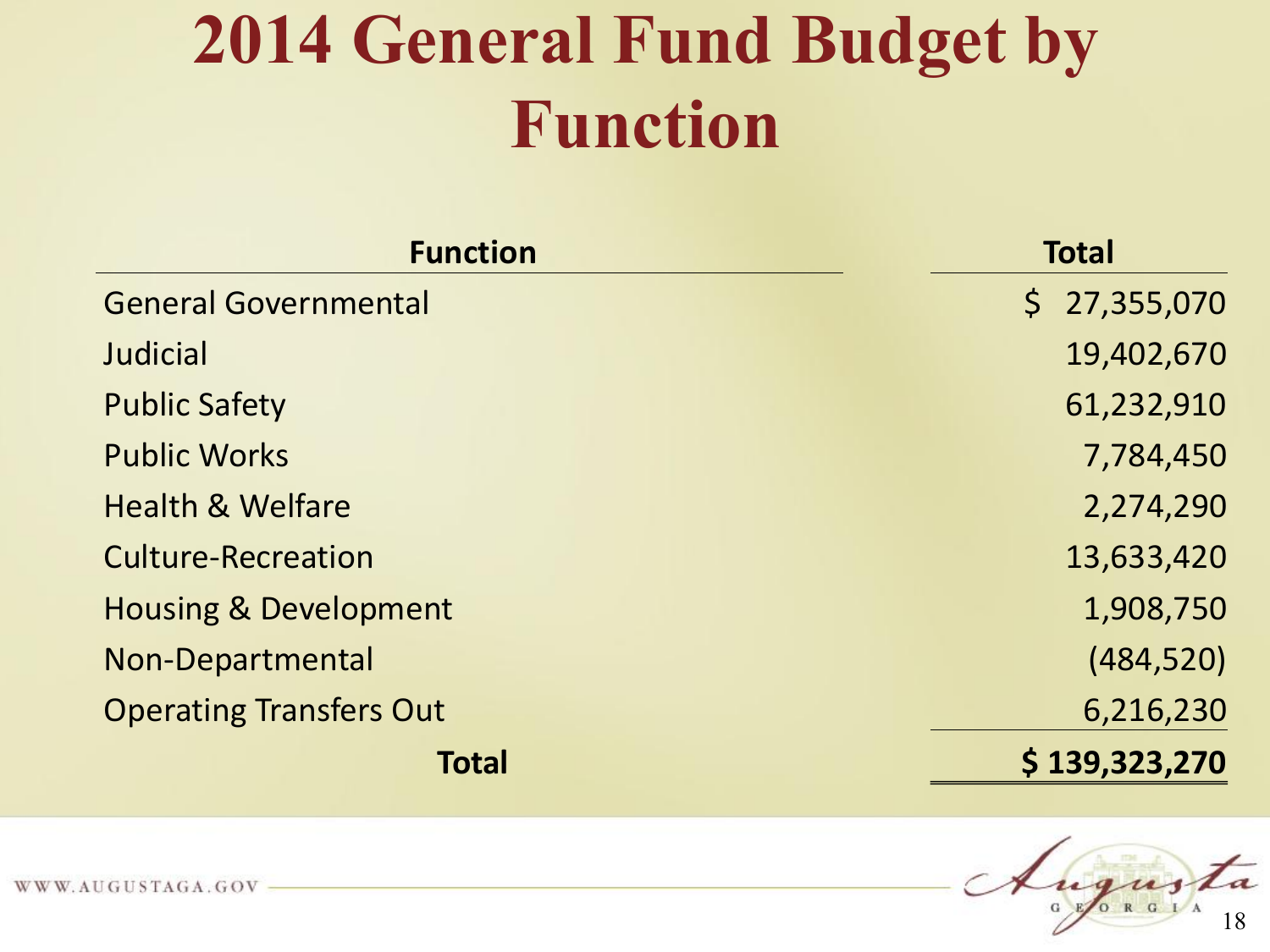# 2014 General Fund Budget by Function

| Function | Total |
|---|---|
| General Governmental | $ 27,355,070 |
| Judicial | 19,402,670 |
| Public Safety | 61,232,910 |
| Public Works | 7,784,450 |
| Health & Welfare | 2,274,290 |
| Culture-Recreation | 13,633,420 |
| Housing & Development | 1,908,750 |
| Non-Departmental | (484,520) |
| Operating Transfers Out | 6,216,230 |
| **Total** | **$ 139,323,270** |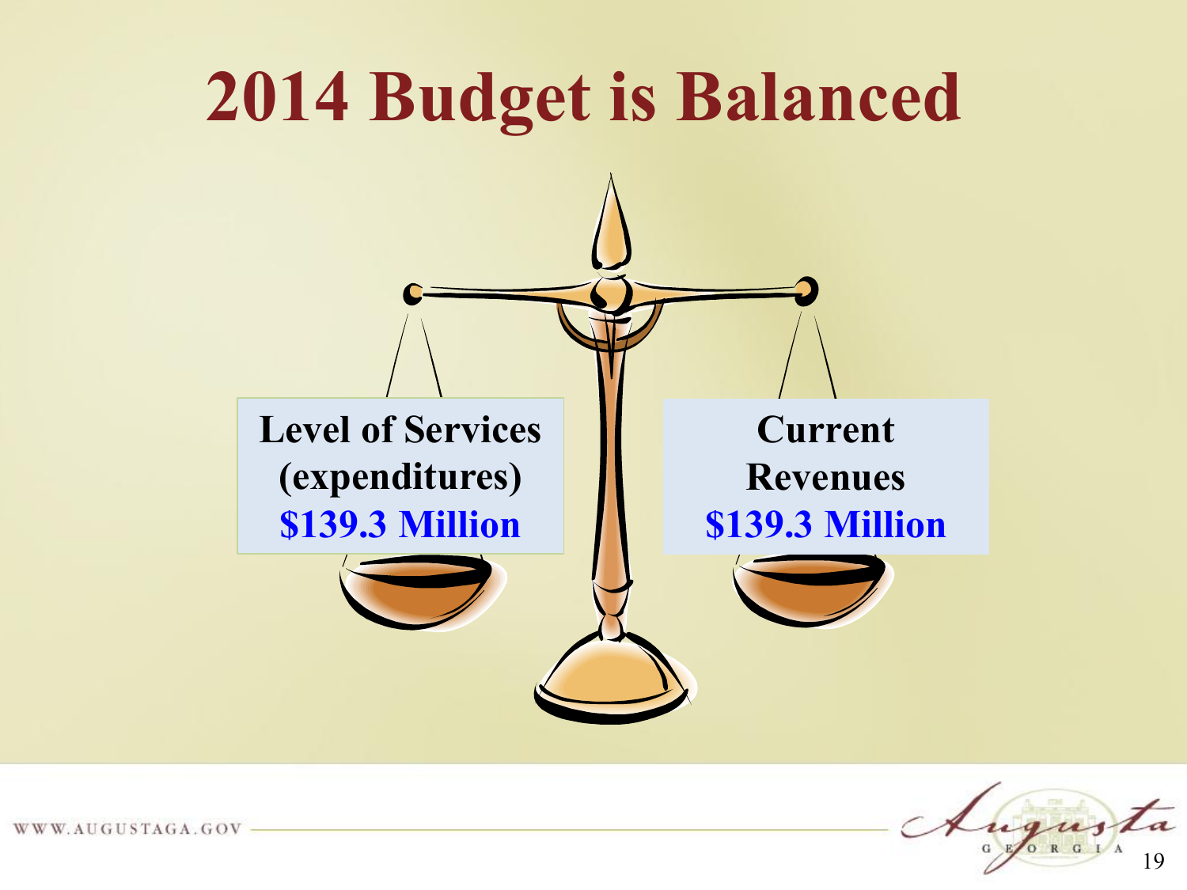# 2014 Budget is Balanced

**Level of Services (expenditures)**
**$139.3 Million**

**Current Revenues**
**$139.3 Million**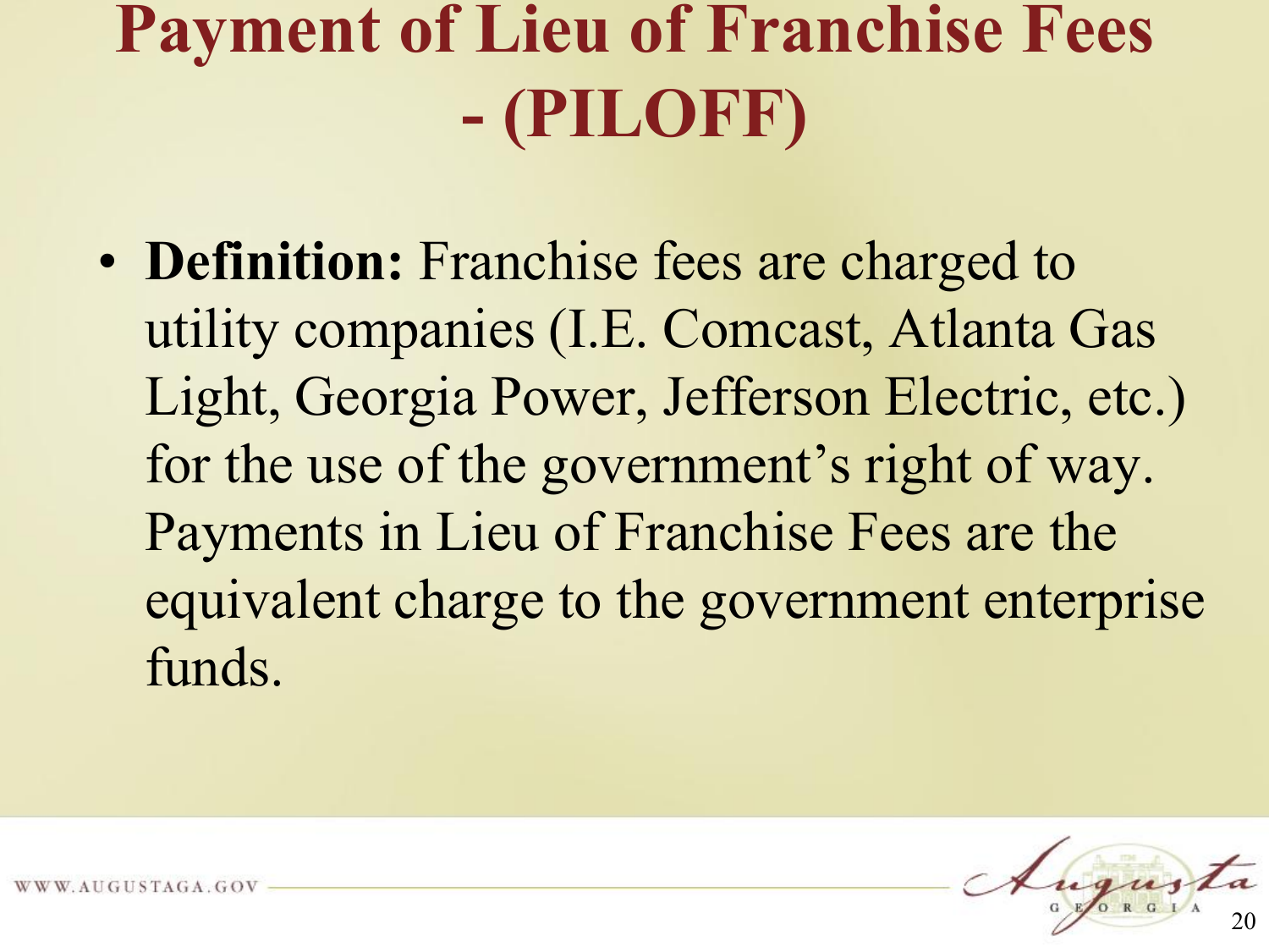# Payment of Lieu of Franchise Fees - (PILOFF)

- **Definition:** Franchise fees are charged to utility companies (I.E. Comcast, Atlanta Gas Light, Georgia Power, Jefferson Electric, etc.) for the use of the government's right of way. Payments in Lieu of Franchise Fees are the equivalent charge to the government enterprise funds.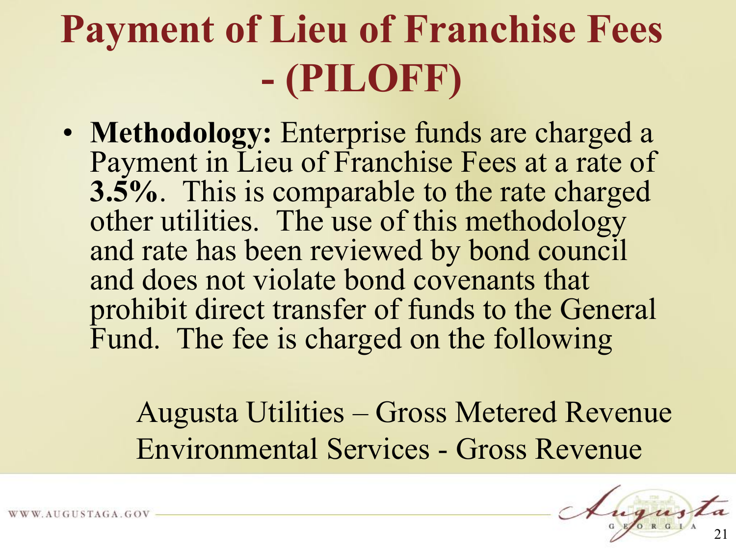# Payment of Lieu of Franchise Fees - (PILOFF)

- **Methodology:** Enterprise funds are charged a Payment in Lieu of Franchise Fees at a rate of **3.5%**. This is comparable to the rate charged other utilities. The use of this methodology and rate has been reviewed by bond council and does not violate bond covenants that prohibit direct transfer of funds to the General Fund. The fee is charged on the following

  Augusta Utilities – Gross Metered Revenue
  Environmental Services - Gross Revenue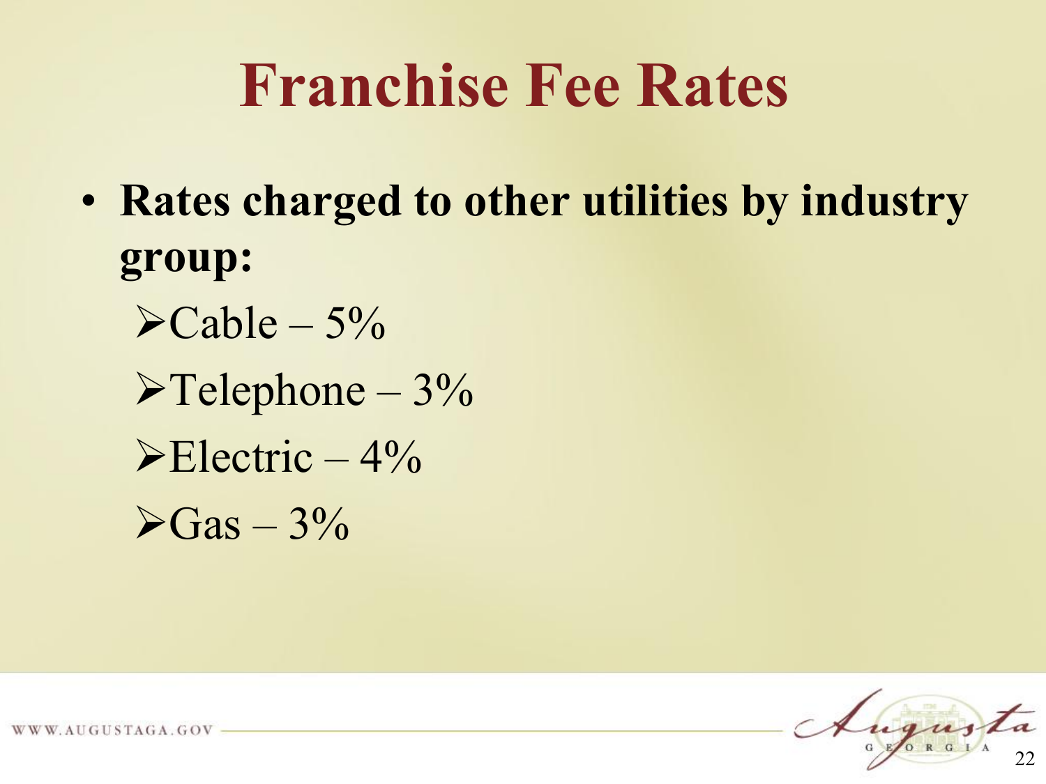# Franchise Fee Rates

- **Rates charged to other utilities by industry group:**
  - Cable – 5%
  - Telephone – 3%
  - Electric – 4%
  - Gas – 3%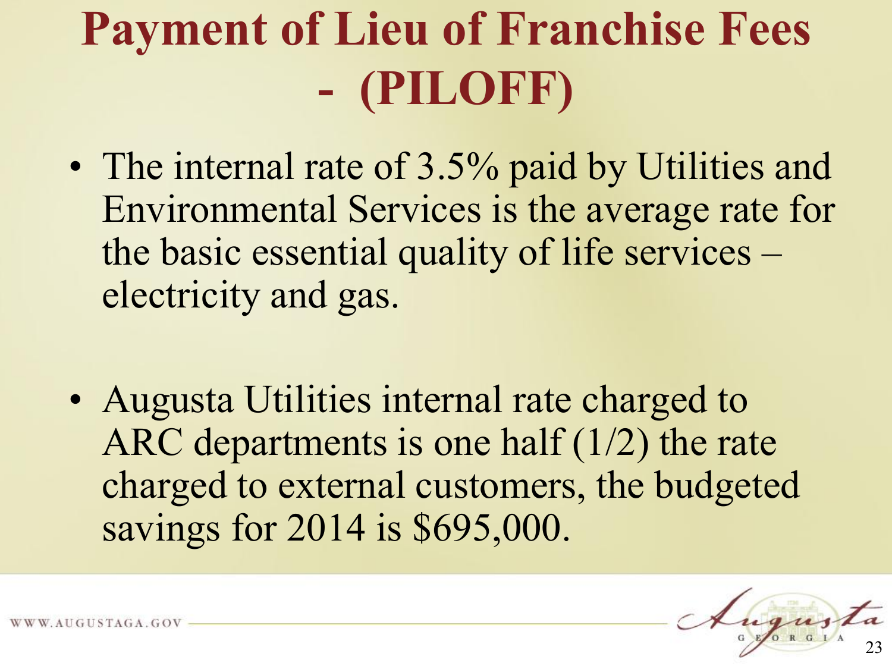# Payment of Lieu of Franchise Fees - (PILOFF)

- The internal rate of 3.5% paid by Utilities and Environmental Services is the average rate for the basic essential quality of life services – electricity and gas.

- Augusta Utilities internal rate charged to ARC departments is one half (1/2) the rate charged to external customers, the budgeted savings for 2014 is $695,000.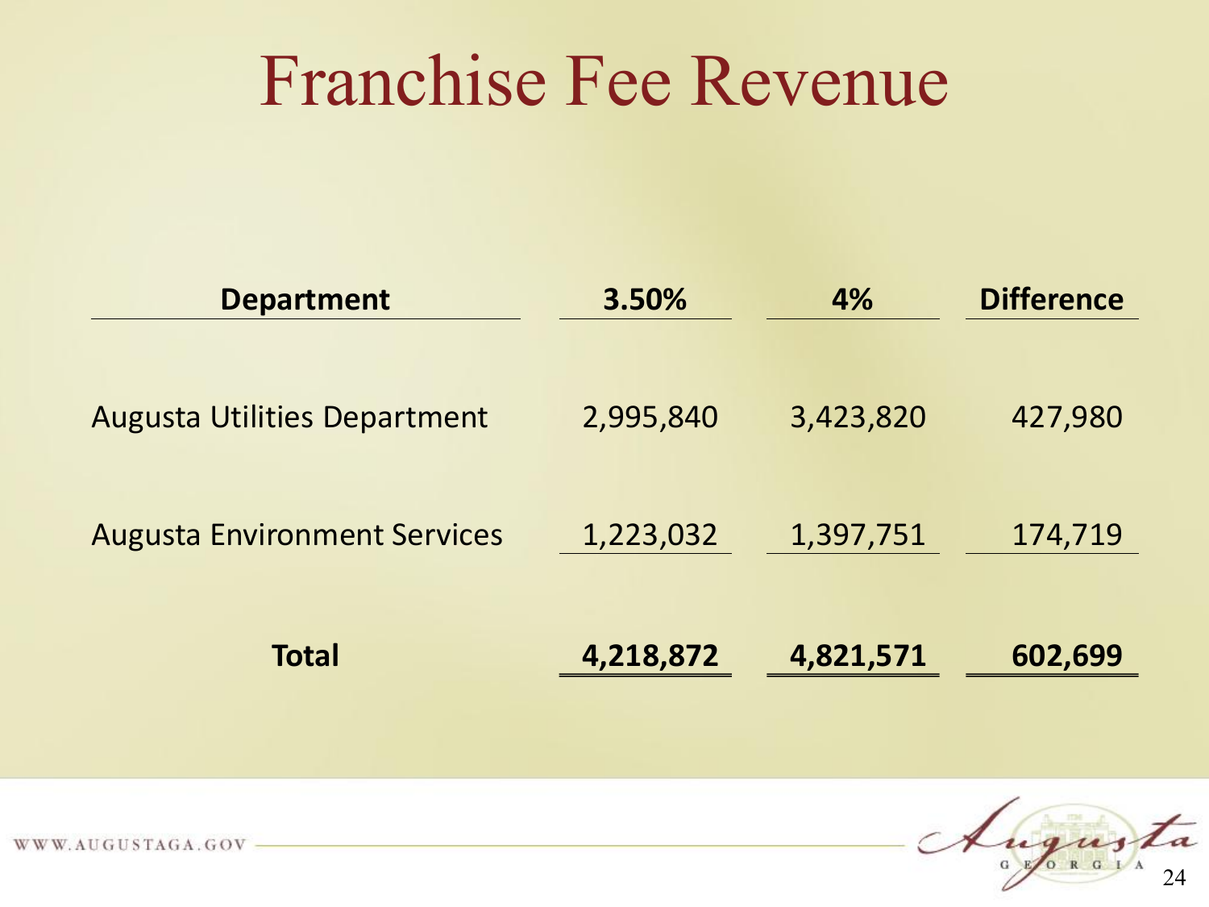# Franchise Fee Revenue

| Department | 3.50% | 4% | Difference |
|---|---|---|---|
| Augusta Utilities Department | 2,995,840 | 3,423,820 | 427,980 |
| Augusta Environment Services | 1,223,032 | 1,397,751 | 174,719 |
| **Total** | **4,218,872** | **4,821,571** | **602,699** |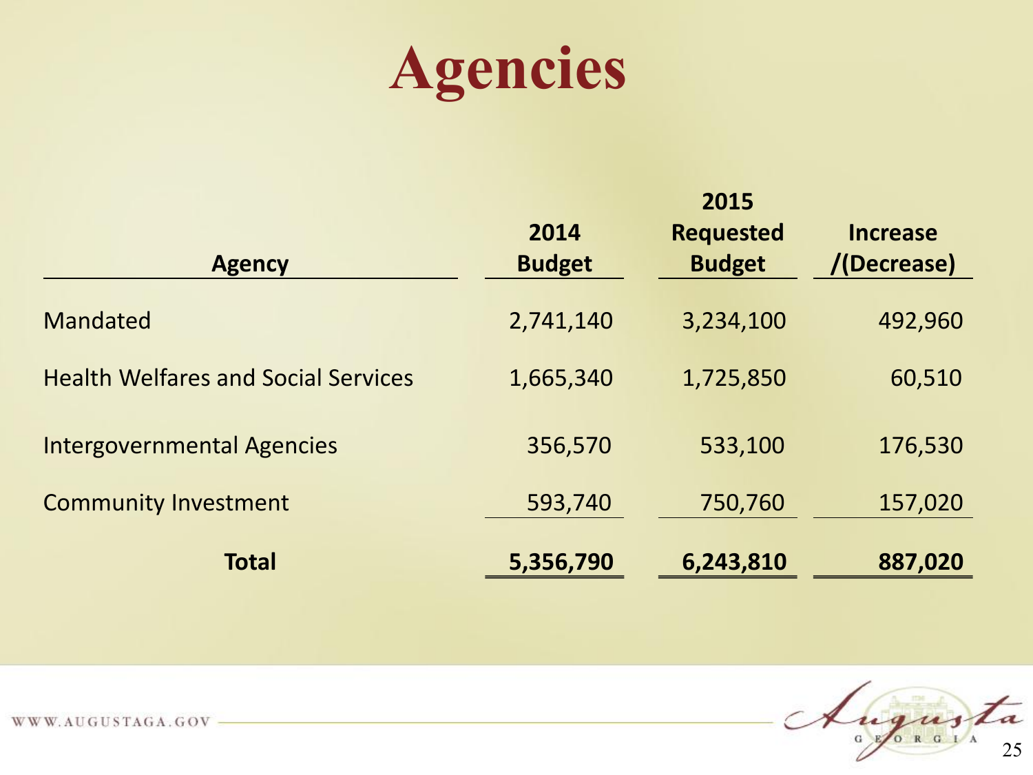# Agencies

| Agency | 2014 Budget | 2015 Requested Budget | Increase /(Decrease) |
|---|---|---|---|
| Mandated | 2,741,140 | 3,234,100 | 492,960 |
| Health Welfares and Social Services | 1,665,340 | 1,725,850 | 60,510 |
| Intergovernmental Agencies | 356,570 | 533,100 | 176,530 |
| Community Investment | 593,740 | 750,760 | 157,020 |
| **Total** | **5,356,790** | **6,243,810** | **887,020** |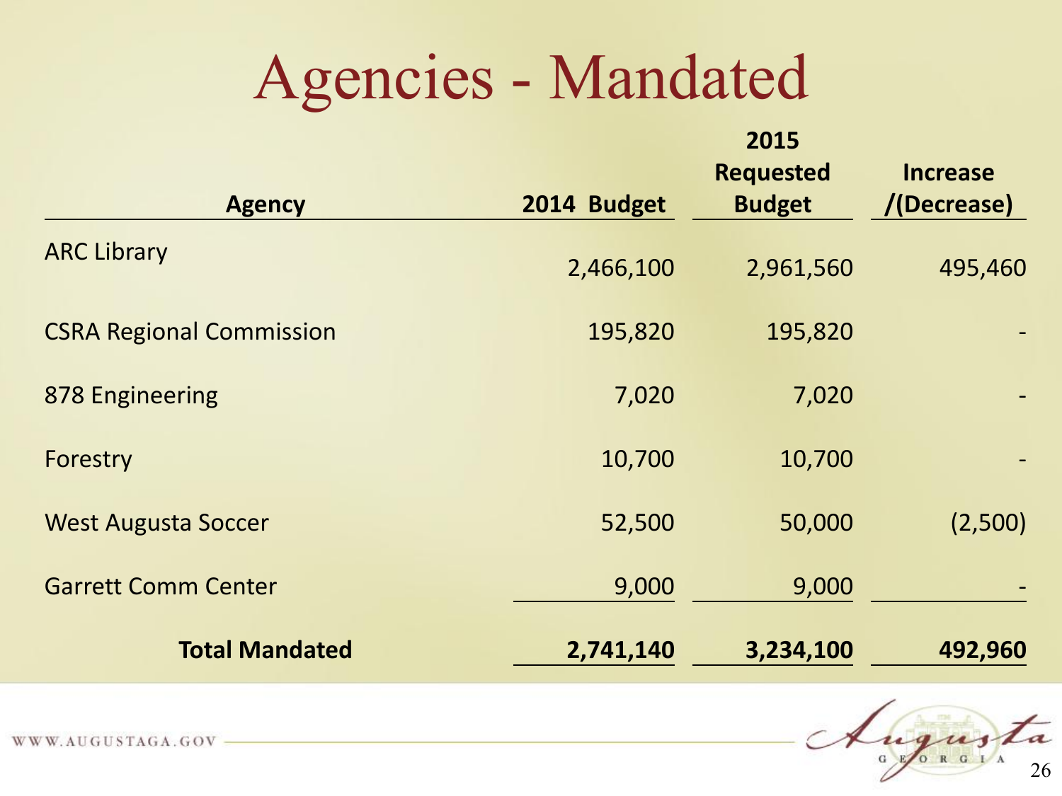# Agencies - Mandated

| Agency | 2014 Budget | 2015 Requested Budget | Increase /(Decrease) |
|---|---|---|---|
| ARC Library | 2,466,100 | 2,961,560 | 495,460 |
| CSRA Regional Commission | 195,820 | 195,820 | - |
| 878 Engineering | 7,020 | 7,020 | - |
| Forestry | 10,700 | 10,700 | - |
| West Augusta Soccer | 52,500 | 50,000 | (2,500) |
| Garrett Comm Center | 9,000 | 9,000 | - |
| **Total Mandated** | **2,741,140** | **3,234,100** | **492,960** |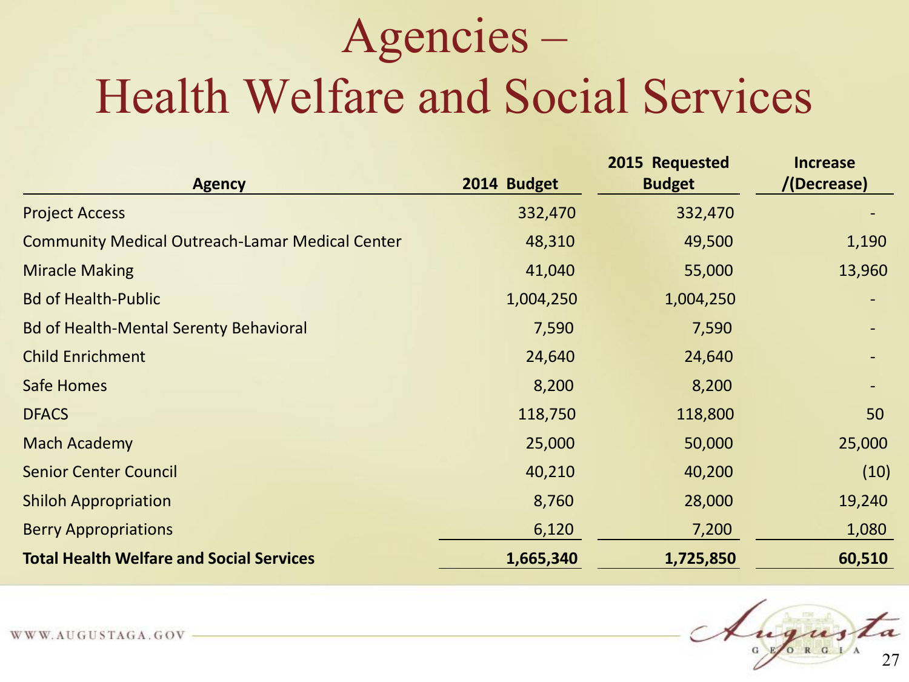# Agencies – Health Welfare and Social Services

| Agency | 2014 Budget | 2015 Requested Budget | Increase /(Decrease) |
|---|---|---|---|
| Project Access | 332,470 | 332,470 | - |
| Community Medical Outreach-Lamar Medical Center | 48,310 | 49,500 | 1,190 |
| Miracle Making | 41,040 | 55,000 | 13,960 |
| Bd of Health-Public | 1,004,250 | 1,004,250 | - |
| Bd of Health-Mental Serenty Behavioral | 7,590 | 7,590 | - |
| Child Enrichment | 24,640 | 24,640 | - |
| Safe Homes | 8,200 | 8,200 | - |
| DFACS | 118,750 | 118,800 | 50 |
| Mach Academy | 25,000 | 50,000 | 25,000 |
| Senior Center Council | 40,210 | 40,200 | (10) |
| Shiloh Appropriation | 8,760 | 28,000 | 19,240 |
| Berry Appropriations | 6,120 | 7,200 | 1,080 |
| **Total Health Welfare and Social Services** | **1,665,340** | **1,725,850** | **60,510** |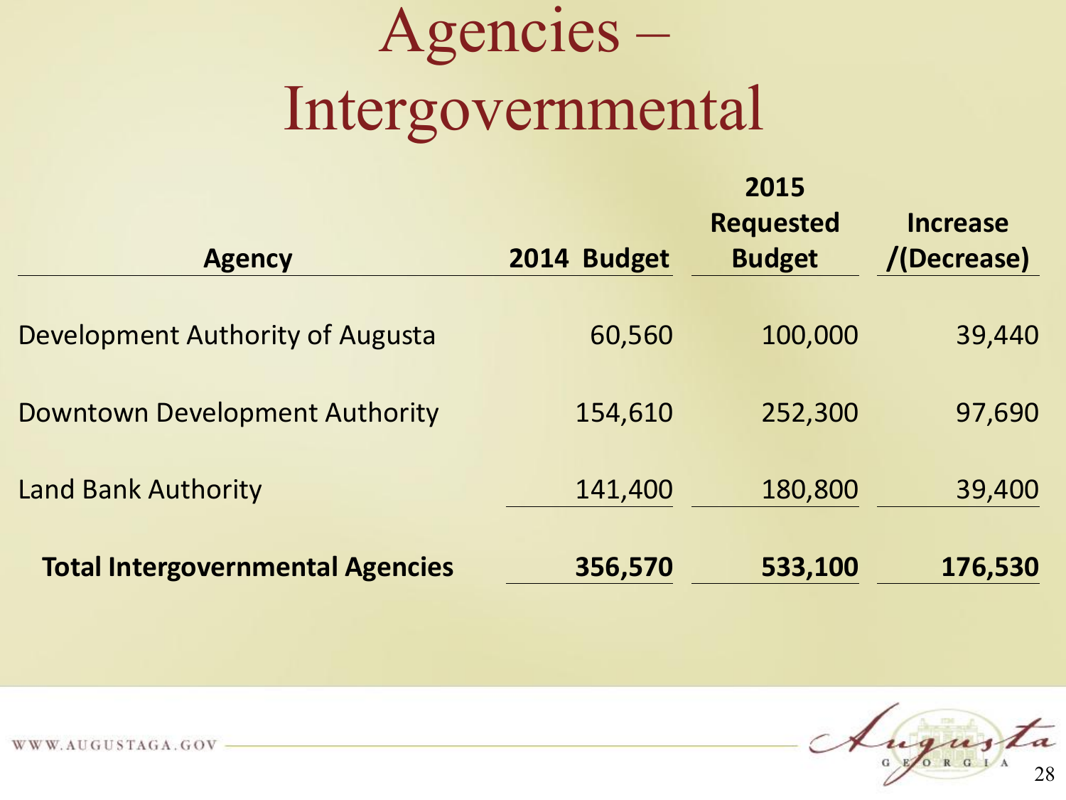# Agencies – Intergovernmental

| Agency | 2014 Budget | 2015 Requested Budget | Increase /(Decrease) |
|---|---|---|---|
| Development Authority of Augusta | 60,560 | 100,000 | 39,440 |
| Downtown Development Authority | 154,610 | 252,300 | 97,690 |
| Land Bank Authority | 141,400 | 180,800 | 39,400 |
| **Total Intergovernmental Agencies** | **356,570** | **533,100** | **176,530** |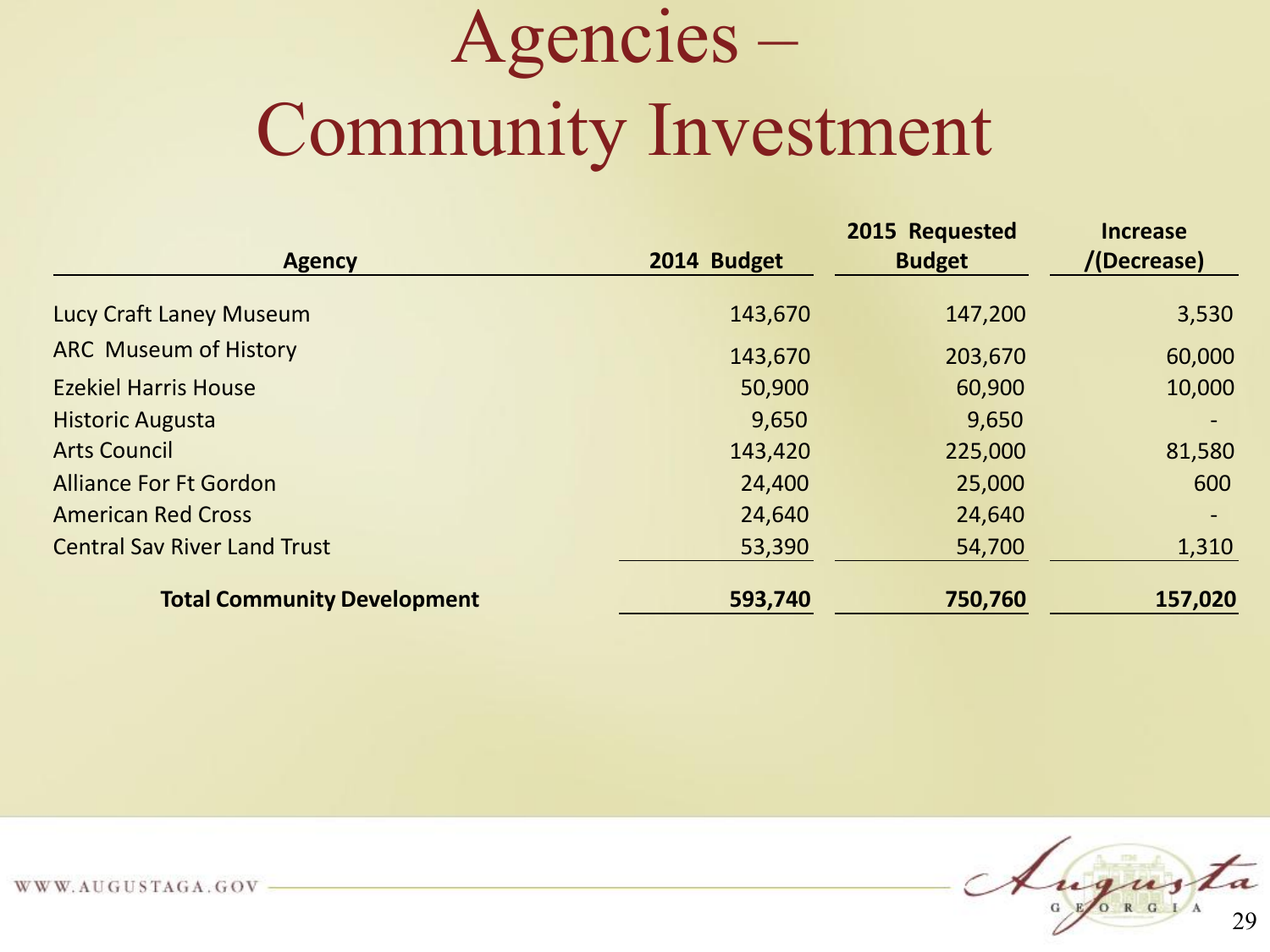# Agencies – Community Investment

| Agency | 2014 Budget | 2015 Requested Budget | Increase /(Decrease) |
|---|---|---|---|
| Lucy Craft Laney Museum | 143,670 | 147,200 | 3,530 |
| ARC Museum of History | 143,670 | 203,670 | 60,000 |
| Ezekiel Harris House | 50,900 | 60,900 | 10,000 |
| Historic Augusta | 9,650 | 9,650 | - |
| Arts Council | 143,420 | 225,000 | 81,580 |
| Alliance For Ft Gordon | 24,400 | 25,000 | 600 |
| American Red Cross | 24,640 | 24,640 | - |
| Central Sav River Land Trust | 53,390 | 54,700 | 1,310 |
| **Total Community Development** | **593,740** | **750,760** | **157,020** |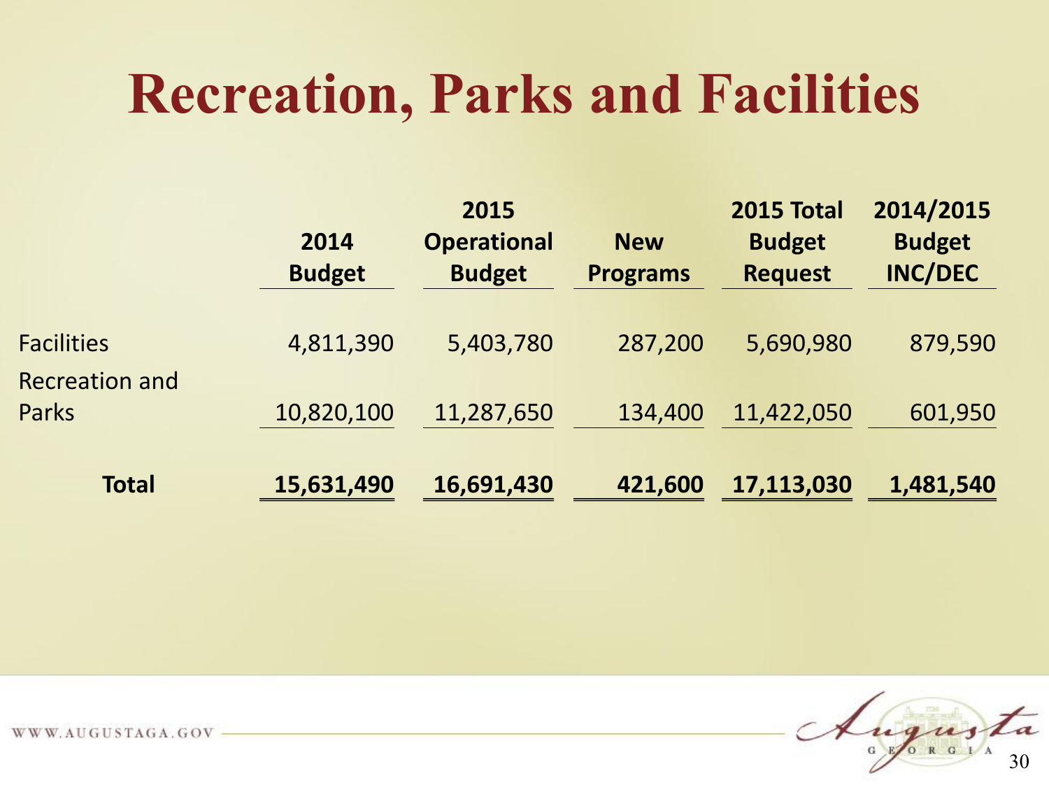# Recreation, Parks and Facilities

| | 2014 Budget | 2015 Operational Budget | New Programs | 2015 Total Budget Request | 2014/2015 Budget INC/DEC |
|---|---|---|---|---|---|
| Facilities | 4,811,390 | 5,403,780 | 287,200 | 5,690,980 | 879,590 |
| Recreation and Parks | 10,820,100 | 11,287,650 | 134,400 | 11,422,050 | 601,950 |
| **Total** | **15,631,490** | **16,691,430** | **421,600** | **17,113,030** | **1,481,540** |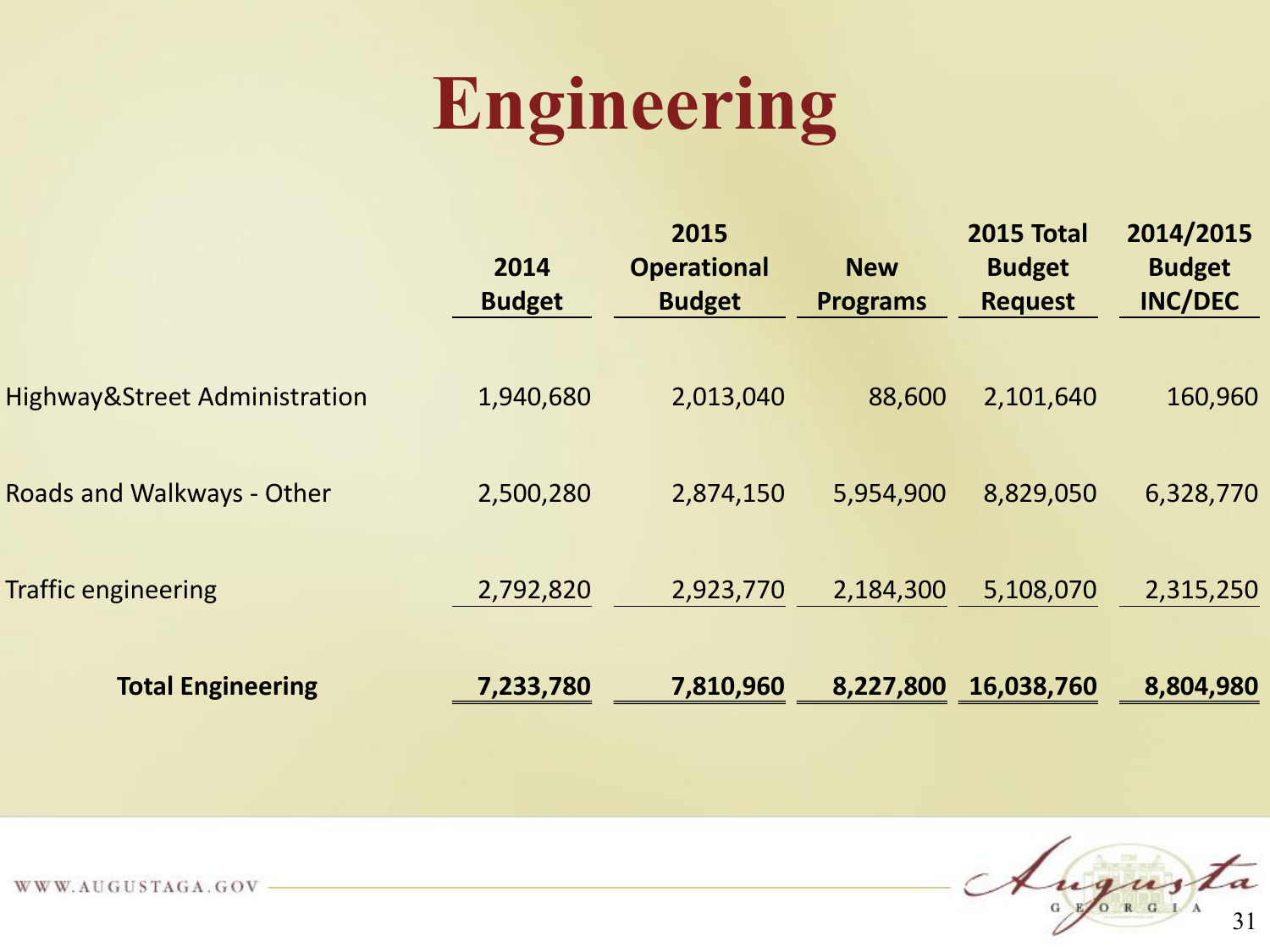# Engineering

| | 2014 Budget | 2015 Operational Budget | New Programs | 2015 Total Budget Request | 2014/2015 Budget INC/DEC |
|---|---|---|---|---|---|
| Highway&Street Administration | 1,940,680 | 2,013,040 | 88,600 | 2,101,640 | 160,960 |
| Roads and Walkways - Other | 2,500,280 | 2,874,150 | 5,954,900 | 8,829,050 | 6,328,770 |
| Traffic engineering | 2,792,820 | 2,923,770 | 2,184,300 | 5,108,070 | 2,315,250 |
| **Total Engineering** | **7,233,780** | **7,810,960** | **8,227,800** | **16,038,760** | **8,804,980** |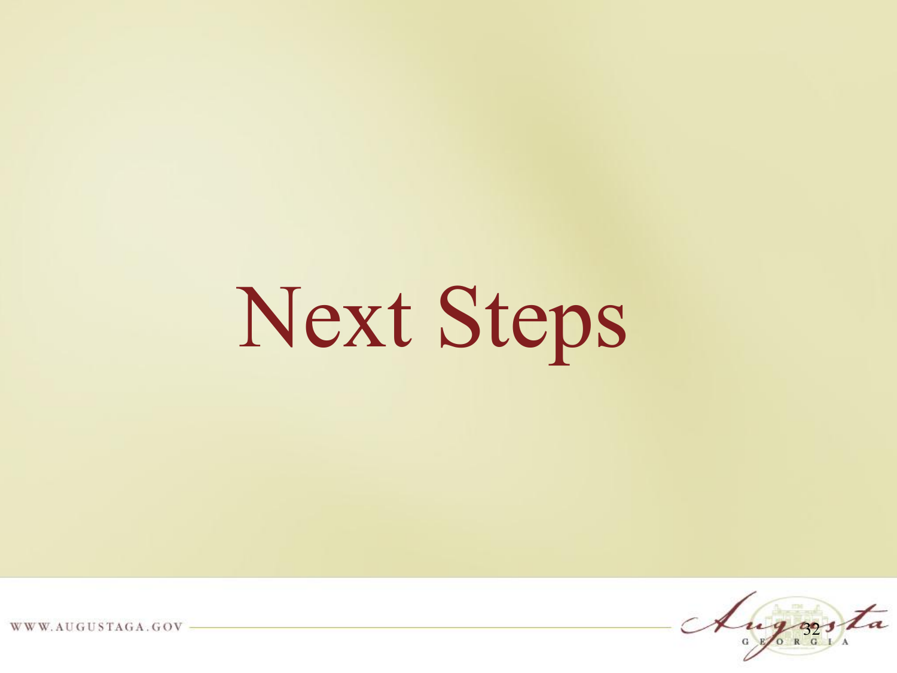# Next Steps